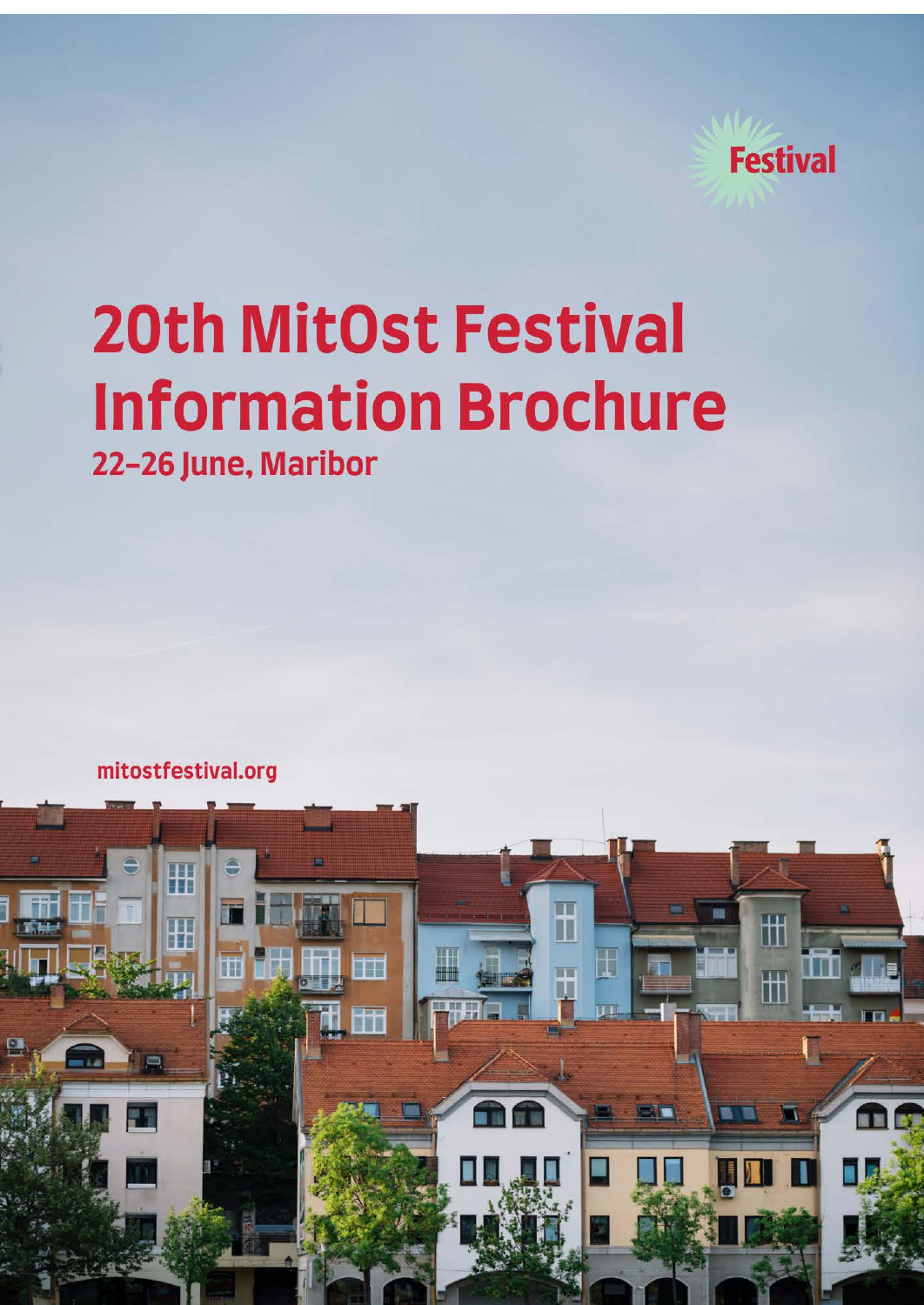Festival

# 20th MitOst Festival Information Brochure

**22–26 June, Maribor**

mitostfestival.org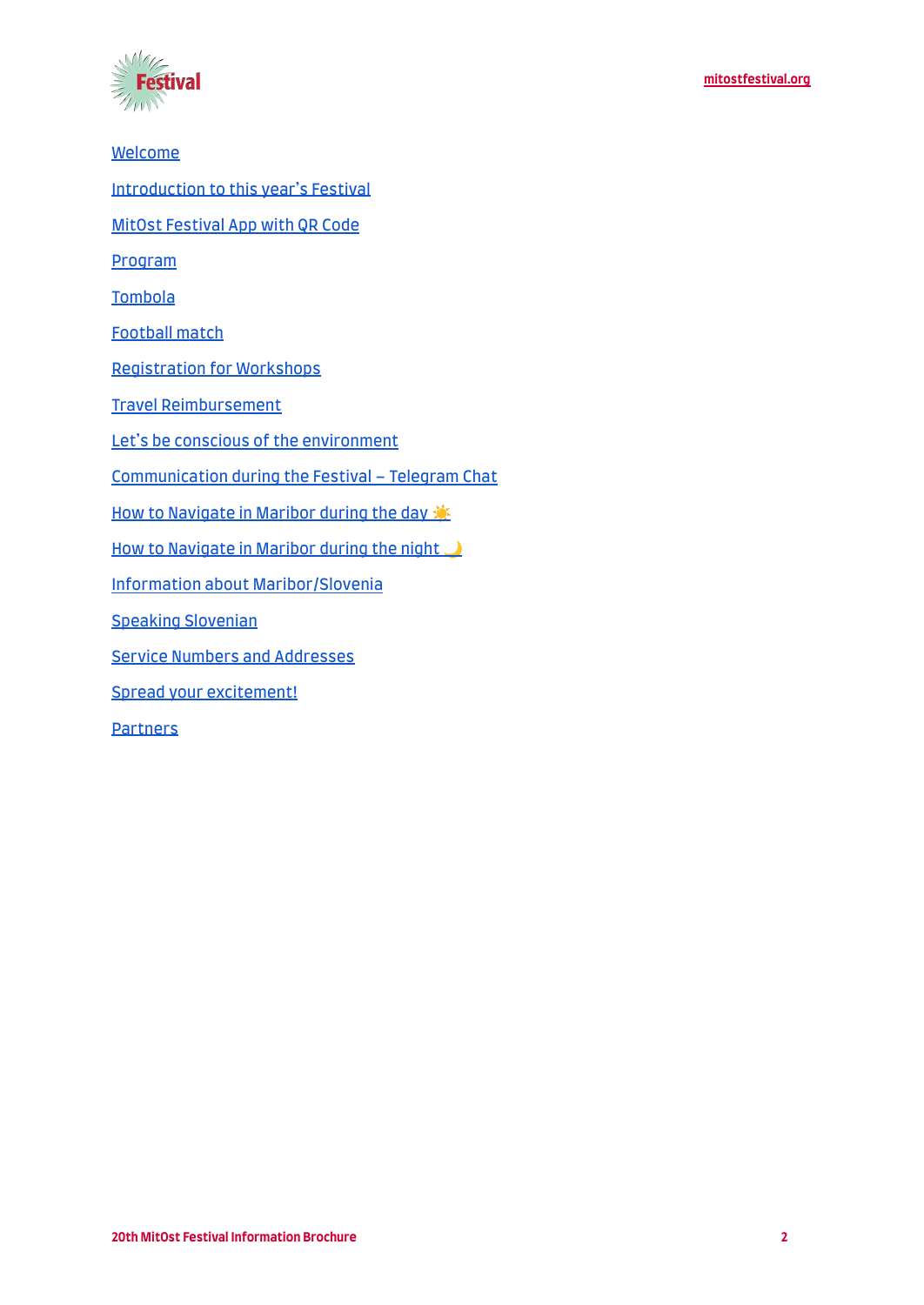Welcome

Introduction to this year's Festival

MitOst Festival App with QR Code

Program

Tombola

Football match

Registration for Workshops

Travel Reimbursement

Let's be conscious of the environment

Communication during the Festival – Telegram Chat

How to Navigate in Maribor during the day ☀️

How to Navigate in Maribor during the night 🌙

Information about Maribor/Slovenia

Speaking Slovenian

Service Numbers and Addresses

Spread your excitement!

Partners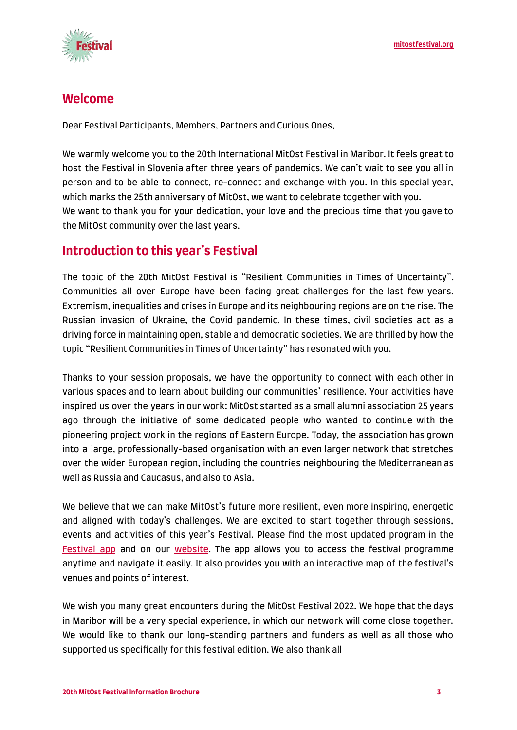## Welcome

Dear Festival Participants, Members, Partners and Curious Ones,

We warmly welcome you to the 20th International MitOst Festival in Maribor. It feels great to host the Festival in Slovenia after three years of pandemics. We can't wait to see you all in person and to be able to connect, re-connect and exchange with you. In this special year, which marks the 25th anniversary of MitOst, we want to celebrate together with you.
We want to thank you for your dedication, your love and the precious time that you gave to the MitOst community over the last years.

## Introduction to this year's Festival

The topic of the 20th MitOst Festival is "Resilient Communities in Times of Uncertainty". Communities all over Europe have been facing great challenges for the last few years. Extremism, inequalities and crises in Europe and its neighbouring regions are on the rise. The Russian invasion of Ukraine, the Covid pandemic. In these times, civil societies act as a driving force in maintaining open, stable and democratic societies. We are thrilled by how the topic "Resilient Communities in Times of Uncertainty" has resonated with you.

Thanks to your session proposals, we have the opportunity to connect with each other in various spaces and to learn about building our communities' resilience. Your activities have inspired us over the years in our work: MitOst started as a small alumni association 25 years ago through the initiative of some dedicated people who wanted to continue with the pioneering project work in the regions of Eastern Europe. Today, the association has grown into a large, professionally-based organisation with an even larger network that stretches over the wider European region, including the countries neighbouring the Mediterranean as well as Russia and Caucasus, and also to Asia.

We believe that we can make MitOst's future more resilient, even more inspiring, energetic and aligned with today's challenges. We are excited to start together through sessions, events and activities of this year's Festival. Please find the most updated program in the [Festival app]() and on our [website](). The app allows you to access the festival programme anytime and navigate it easily. It also provides you with an interactive map of the festival's venues and points of interest.

We wish you many great encounters during the MitOst Festival 2022. We hope that the days in Maribor will be a very special experience, in which our network will come close together. We would like to thank our long-standing partners and funders as well as all those who supported us specifically for this festival edition. We also thank all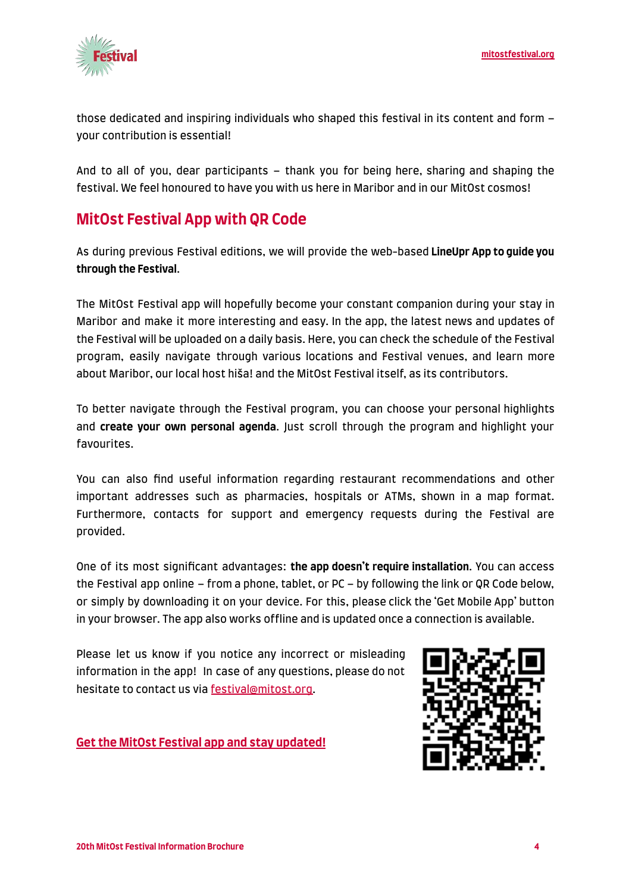those dedicated and inspiring individuals who shaped this festival in its content and form – your contribution is essential!

And to all of you, dear participants – thank you for being here, sharing and shaping the festival. We feel honoured to have you with us here in Maribor and in our MitOst cosmos!

## MitOst Festival App with QR Code

As during previous Festival editions, we will provide the web-based **LineUpr App to guide you through the Festival**.

The MitOst Festival app will hopefully become your constant companion during your stay in Maribor and make it more interesting and easy. In the app, the latest news and updates of the Festival will be uploaded on a daily basis. Here, you can check the schedule of the Festival program, easily navigate through various locations and Festival venues, and learn more about Maribor, our local host hiša! and the MitOst Festival itself, as its contributors.

To better navigate through the Festival program, you can choose your personal highlights and **create your own personal agenda**. Just scroll through the program and highlight your favourites.

You can also find useful information regarding restaurant recommendations and other important addresses such as pharmacies, hospitals or ATMs, shown in a map format. Furthermore, contacts for support and emergency requests during the Festival are provided.

One of its most significant advantages: **the app doesn't require installation**. You can access the Festival app online – from a phone, tablet, or PC – by following the link or QR Code below, or simply by downloading it on your device. For this, please click the 'Get Mobile App' button in your browser. The app also works offline and is updated once a connection is available.

Please let us know if you notice any incorrect or misleading information in the app! In case of any questions, please do not hesitate to contact us via festival@mitost.org.

**Get the MitOst Festival app and stay updated!**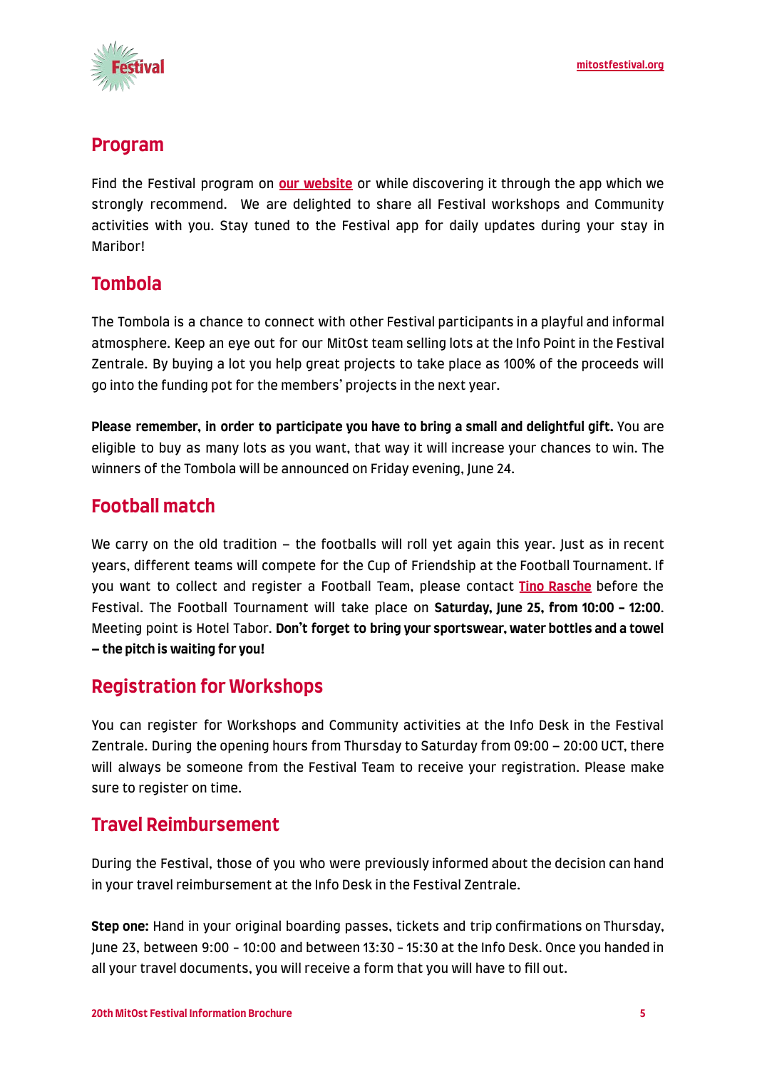## Program

Find the Festival program on **our website** or while discovering it through the app which we strongly recommend. We are delighted to share all Festival workshops and Community activities with you. Stay tuned to the Festival app for daily updates during your stay in Maribor!

## Tombola

The Tombola is a chance to connect with other Festival participants in a playful and informal atmosphere. Keep an eye out for our MitOst team selling lots at the Info Point in the Festival Zentrale. By buying a lot you help great projects to take place as 100% of the proceeds will go into the funding pot for the members' projects in the next year.

**Please remember, in order to participate you have to bring a small and delightful gift.** You are eligible to buy as many lots as you want, that way it will increase your chances to win. The winners of the Tombola will be announced on Friday evening, June 24.

## Football match

We carry on the old tradition – the footballs will roll yet again this year. Just as in recent years, different teams will compete for the Cup of Friendship at the Football Tournament. If you want to collect and register a Football Team, please contact **Tino Rasche** before the Festival. The Football Tournament will take place on **Saturday, June 25, from 10:00 – 12:00**. Meeting point is Hotel Tabor. **Don't forget to bring your sportswear, water bottles and a towel – the pitch is waiting for you!**

## Registration for Workshops

You can register for Workshops and Community activities at the Info Desk in the Festival Zentrale. During the opening hours from Thursday to Saturday from 09:00 – 20:00 UCT, there will always be someone from the Festival Team to receive your registration. Please make sure to register on time.

## Travel Reimbursement

During the Festival, those of you who were previously informed about the decision can hand in your travel reimbursement at the Info Desk in the Festival Zentrale.

**Step one:** Hand in your original boarding passes, tickets and trip confirmations on Thursday, June 23, between 9:00 - 10:00 and between 13:30 - 15:30 at the Info Desk. Once you handed in all your travel documents, you will receive a form that you will have to fill out.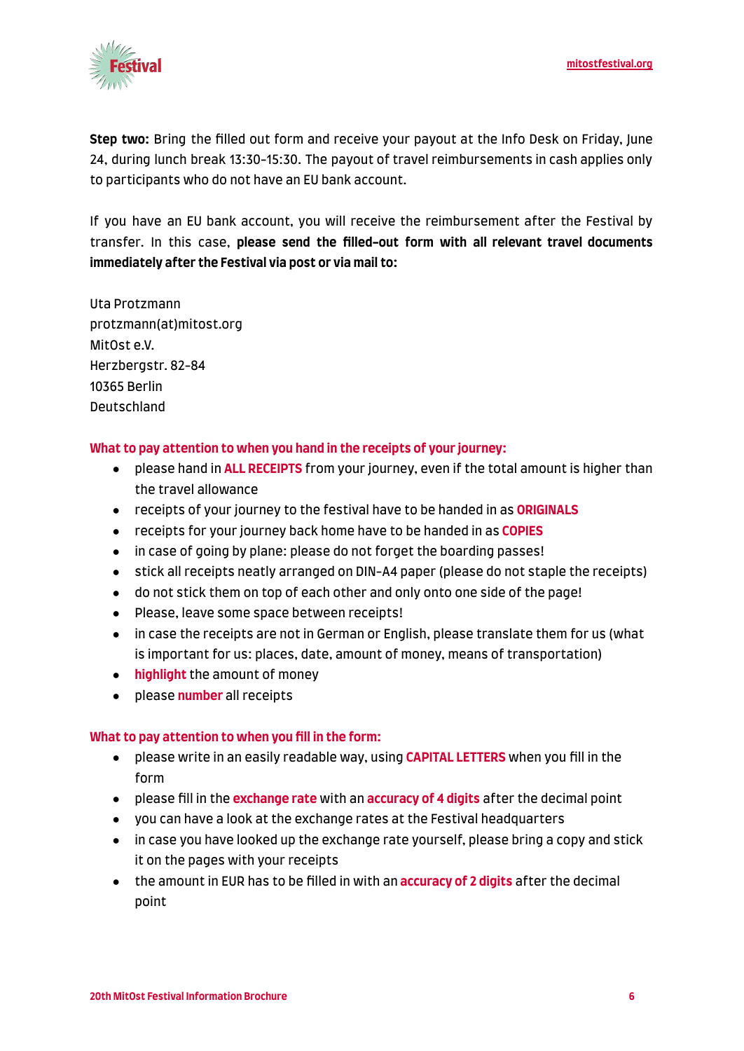**Step two:** Bring the filled out form and receive your payout at the Info Desk on Friday, June 24, during lunch break 13:30-15:30. The payout of travel reimbursements in cash applies only to participants who do not have an EU bank account.

If you have an EU bank account, you will receive the reimbursement after the Festival by transfer. In this case, **please send the filled-out form with all relevant travel documents immediately after the Festival via post or via mail to:**

Uta Protzmann  
protzmann(at)mitost.org  
MitOst e.V.  
Herzbergstr. 82-84  
10365 Berlin  
Deutschland

**What to pay attention to when you hand in the receipts of your journey:**

- please hand in **ALL RECEIPTS** from your journey, even if the total amount is higher than the travel allowance
- receipts of your journey to the festival have to be handed in as **ORIGINALS**
- receipts for your journey back home have to be handed in as **COPIES**
- in case of going by plane: please do not forget the boarding passes!
- stick all receipts neatly arranged on DIN-A4 paper (please do not staple the receipts)
- do not stick them on top of each other and only onto one side of the page!
- Please, leave some space between receipts!
- in case the receipts are not in German or English, please translate them for us (what is important for us: places, date, amount of money, means of transportation)
- **highlight** the amount of money
- please **number** all receipts

**What to pay attention to when you fill in the form:**

- please write in an easily readable way, using **CAPITAL LETTERS** when you fill in the form
- please fill in the **exchange rate** with an **accuracy of 4 digits** after the decimal point
- you can have a look at the exchange rates at the Festival headquarters
- in case you have looked up the exchange rate yourself, please bring a copy and stick it on the pages with your receipts
- the amount in EUR has to be filled in with an **accuracy of 2 digits** after the decimal point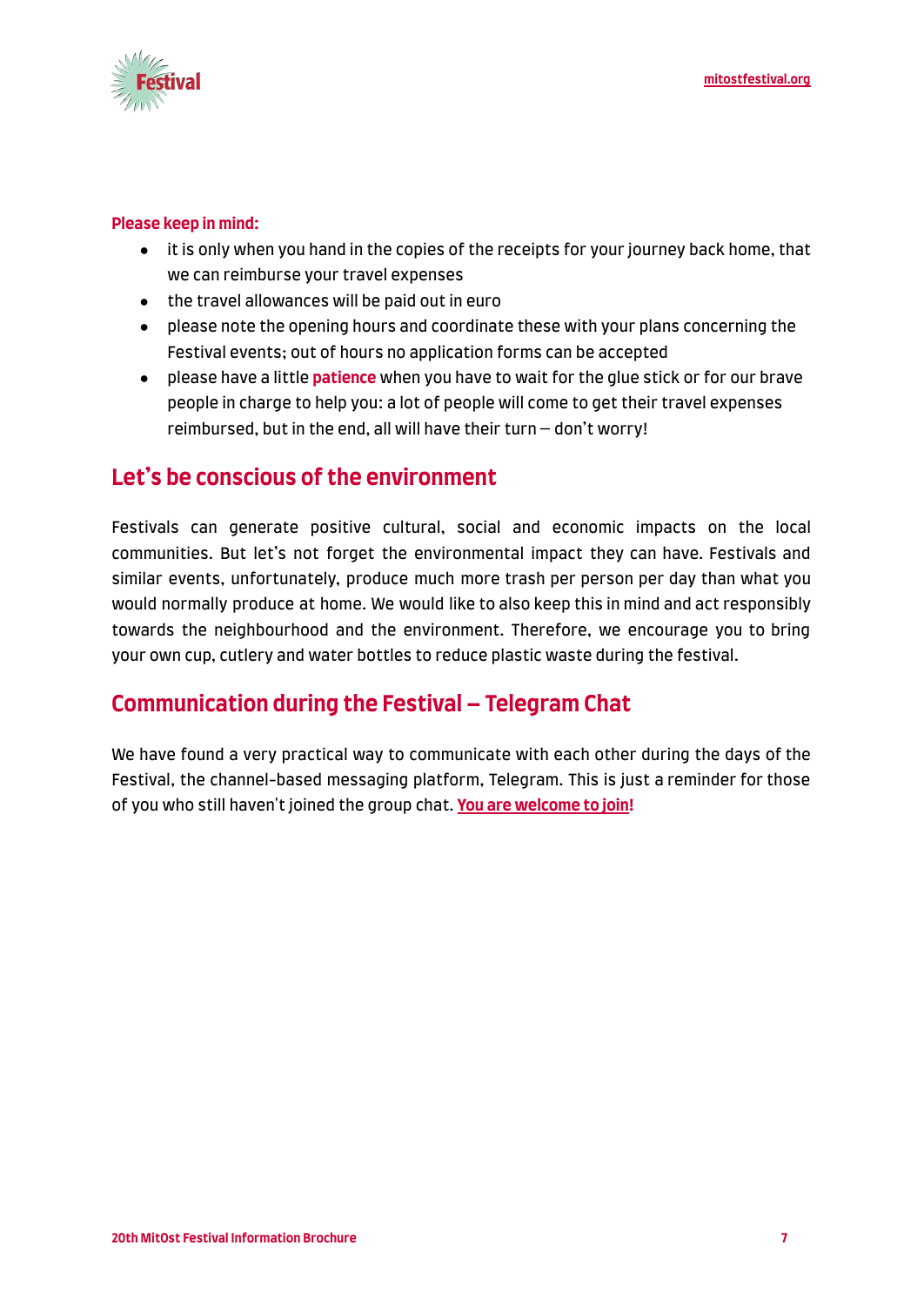**Please keep in mind:**

- it is only when you hand in the copies of the receipts for your journey back home, that we can reimburse your travel expenses
- the travel allowances will be paid out in euro
- please note the opening hours and coordinate these with your plans concerning the Festival events; out of hours no application forms can be accepted
- please have a little **patience** when you have to wait for the glue stick or for our brave people in charge to help you: a lot of people will come to get their travel expenses reimbursed, but in the end, all will have their turn – don't worry!

## Let's be conscious of the environment

Festivals can generate positive cultural, social and economic impacts on the local communities. But let's not forget the environmental impact they can have. Festivals and similar events, unfortunately, produce much more trash per person per day than what you would normally produce at home. We would like to also keep this in mind and act responsibly towards the neighbourhood and the environment. Therefore, we encourage you to bring your own cup, cutlery and water bottles to reduce plastic waste during the festival.

## Communication during the Festival – Telegram Chat

We have found a very practical way to communicate with each other during the days of the Festival, the channel-based messaging platform, Telegram. This is just a reminder for those of you who still haven't joined the group chat. **You are welcome to join!**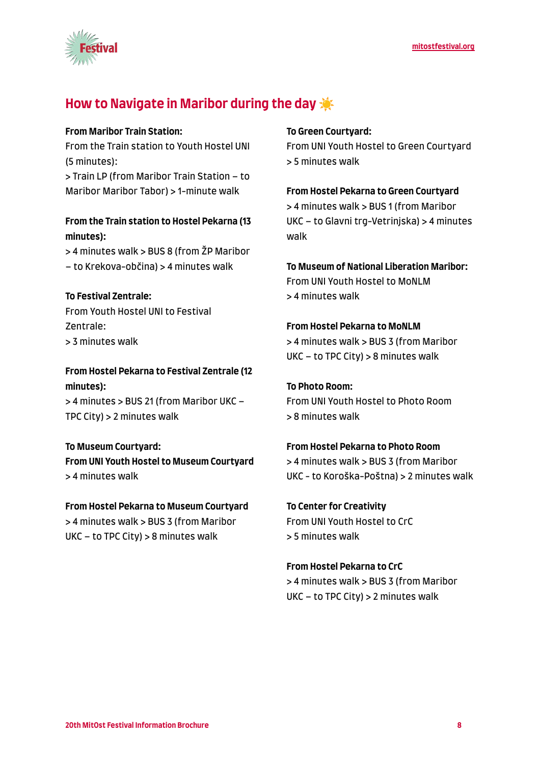## How to Navigate in Maribor during the day ☀️

**From Maribor Train Station:**
From the Train station to Youth Hostel UNI (5 minutes):
> Train LP (from Maribor Train Station – to Maribor Maribor Tabor) > 1-minute walk

**From the Train station to Hostel Pekarna (13 minutes):**
> 4 minutes walk > BUS 8 (from ŽP Maribor – to Krekova-občina) > 4 minutes walk

**To Festival Zentrale:**
From Youth Hostel UNI to Festival Zentrale:
> 3 minutes walk

**From Hostel Pekarna to Festival Zentrale (12 minutes):**
> 4 minutes > BUS 21 (from Maribor UKC – TPC City) > 2 minutes walk

**To Museum Courtyard:**
**From UNI Youth Hostel to Museum Courtyard**
> 4 minutes walk

**From Hostel Pekarna to Museum Courtyard**
> 4 minutes walk > BUS 3 (from Maribor UKC – to TPC City) > 8 minutes walk

**To Green Courtyard:**
From UNI Youth Hostel to Green Courtyard
> 5 minutes walk

**From Hostel Pekarna to Green Courtyard**
> 4 minutes walk > BUS 1 (from Maribor UKC – to Glavni trg-Vetrinjska) > 4 minutes walk

**To Museum of National Liberation Maribor:**
From UNI Youth Hostel to MoNLM
> 4 minutes walk

**From Hostel Pekarna to MoNLM**
> 4 minutes walk > BUS 3 (from Maribor UKC – to TPC City) > 8 minutes walk

**To Photo Room:**
From UNI Youth Hostel to Photo Room
> 8 minutes walk

**From Hostel Pekarna to Photo Room**
> 4 minutes walk > BUS 3 (from Maribor UKC - to Koroška-Poštna) > 2 minutes walk

**To Center for Creativity**
From UNI Youth Hostel to CrC
> 5 minutes walk

**From Hostel Pekarna to CrC**
> 4 minutes walk > BUS 3 (from Maribor UKC – to TPC City) > 2 minutes walk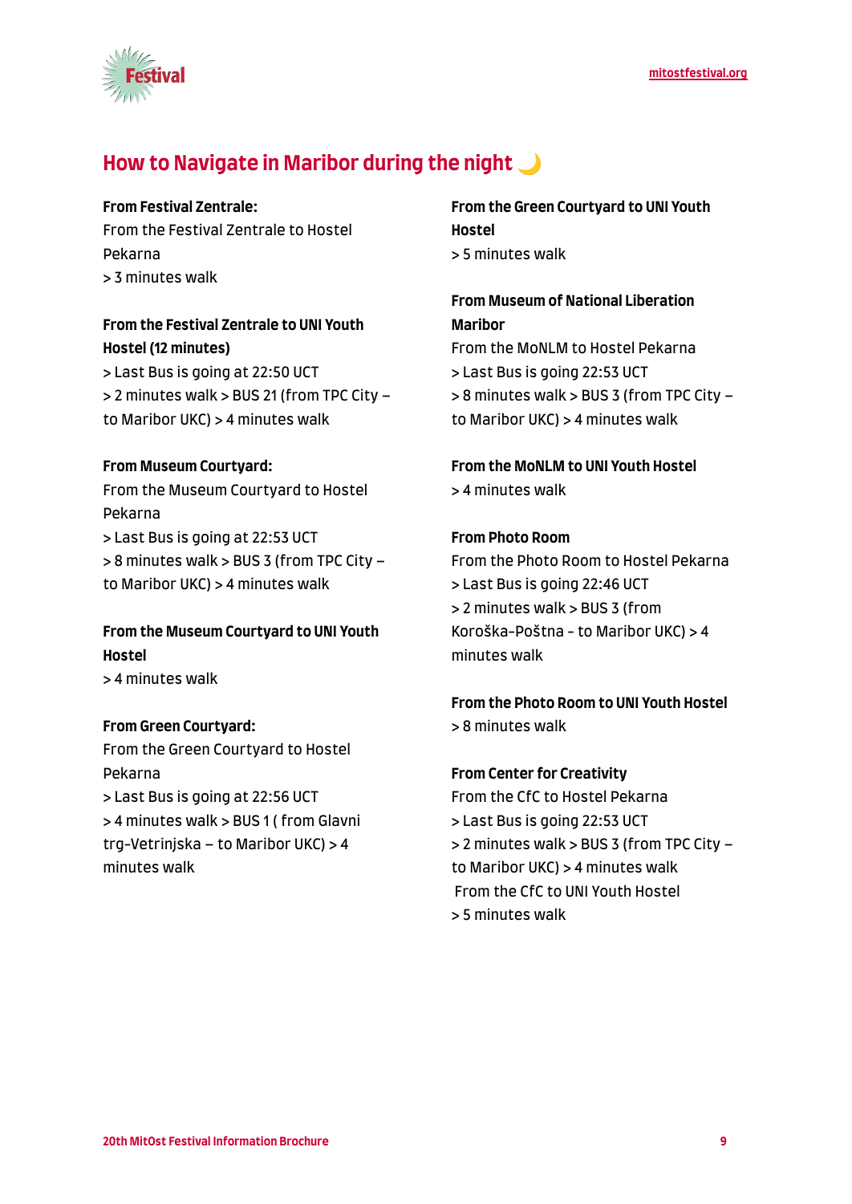## How to Navigate in Maribor during the night 🌙

**From Festival Zentrale:**

From the Festival Zentrale to Hostel Pekarna
> 3 minutes walk

**From the Festival Zentrale to UNI Youth Hostel (12 minutes)**
> Last Bus is going at 22:50 UCT
> 2 minutes walk > BUS 21 (from TPC City – to Maribor UKC) > 4 minutes walk

**From Museum Courtyard:**

From the Museum Courtyard to Hostel Pekarna
> Last Bus is going at 22:53 UCT
> 8 minutes walk > BUS 3 (from TPC City – to Maribor UKC) > 4 minutes walk

**From the Museum Courtyard to UNI Youth Hostel**
> 4 minutes walk

**From Green Courtyard:**

From the Green Courtyard to Hostel Pekarna
> Last Bus is going at 22:56 UCT
> 4 minutes walk > BUS 1 ( from Glavni trg-Vetrinjska – to Maribor UKC) > 4 minutes walk

**From the Green Courtyard to UNI Youth Hostel**
> 5 minutes walk

**From Museum of National Liberation Maribor**

From the MoNLM to Hostel Pekarna
> Last Bus is going 22:53 UCT
> 8 minutes walk > BUS 3 (from TPC City – to Maribor UKC) > 4 minutes walk

**From the MoNLM to UNI Youth Hostel**
> 4 minutes walk

**From Photo Room**

From the Photo Room to Hostel Pekarna
> Last Bus is going 22:46 UCT
> 2 minutes walk > BUS 3 (from Koroška-Pošta - to Maribor UKC) > 4 minutes walk

**From the Photo Room to UNI Youth Hostel**
> 8 minutes walk

**From Center for Creativity**

From the CfC to Hostel Pekarna
> Last Bus is going 22:53 UCT
> 2 minutes walk > BUS 3 (from TPC City – to Maribor UKC) > 4 minutes walk

From the CfC to UNI Youth Hostel
> 5 minutes walk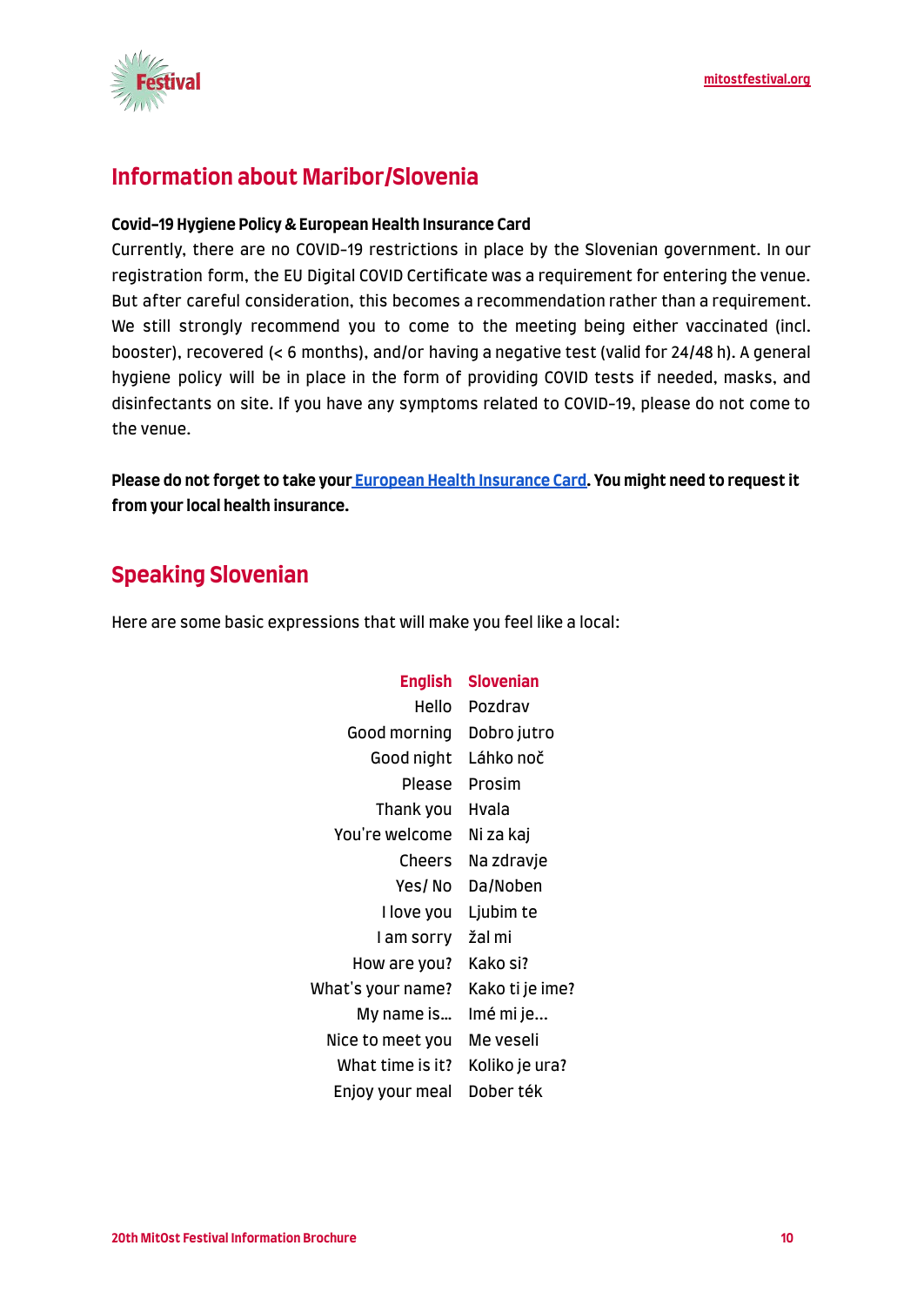## Information about Maribor/Slovenia

**Covid-19 Hygiene Policy & European Health Insurance Card**

Currently, there are no COVID-19 restrictions in place by the Slovenian government. In our registration form, the EU Digital COVID Certificate was a requirement for entering the venue. But after careful consideration, this becomes a recommendation rather than a requirement. We still strongly recommend you to come to the meeting being either vaccinated (incl. booster), recovered (< 6 months), and/or having a negative test (valid for 24/48 h). A general hygiene policy will be in place in the form of providing COVID tests if needed, masks, and disinfectants on site. If you have any symptoms related to COVID-19, please do not come to the venue.

**Please do not forget to take your European Health Insurance Card. You might need to request it from your local health insurance.**

## Speaking Slovenian

Here are some basic expressions that will make you feel like a local:

| English | Slovenian |
|---|---|
| Hello | Pozdrav |
| Good morning | Dobro jutro |
| Good night | Láhko noč |
| Please | Prosim |
| Thank you | Hvala |
| You're welcome | Ni za kaj |
| Cheers | Na zdravje |
| Yes/ No | Da/Noben |
| I love you | Ljubim te |
| I am sorry | žal mi |
| How are you? | Kako si? |
| What's your name? | Kako ti je ime? |
| My name is... | Imé mi je... |
| Nice to meet you | Me veseli |
| What time is it? | Koliko je ura? |
| Enjoy your meal | Dober ték |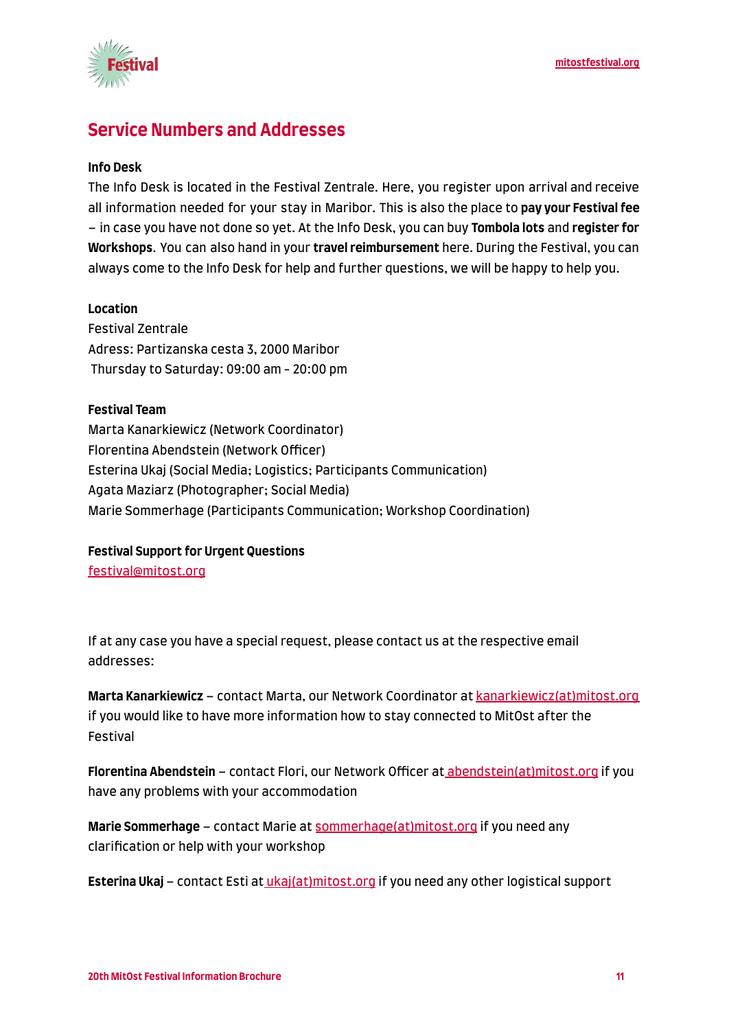## Service Numbers and Addresses

**Info Desk**

The Info Desk is located in the Festival Zentrale. Here, you register upon arrival and receive all information needed for your stay in Maribor. This is also the place to **pay your Festival fee** – in case you have not done so yet. At the Info Desk, you can buy **Tombola lots** and **register for Workshops**. You can also hand in your **travel reimbursement** here. During the Festival, you can always come to the Info Desk for help and further questions, we will be happy to help you.

**Location**

Festival Zentrale
Adress: Partizanska cesta 3, 2000 Maribor
Thursday to Saturday: 09:00 am - 20:00 pm

**Festival Team**

Marta Kanarkiewicz (Network Coordinator)
Florentina Abendstein (Network Officer)
Esterina Ukaj (Social Media; Logistics; Participants Communication)
Agata Maziarz (Photographer; Social Media)
Marie Sommerhage (Participants Communication; Workshop Coordination)

**Festival Support for Urgent Questions**

festival@mitost.org

If at any case you have a special request, please contact us at the respective email addresses:

**Marta Kanarkiewicz** – contact Marta, our Network Coordinator at kanarkiewicz(at)mitost.org if you would like to have more information how to stay connected to MitOst after the Festival

**Florentina Abendstein** – contact Flori, our Network Officer at abendstein(at)mitost.org if you have any problems with your accommodation

**Marie Sommerhage** – contact Marie at sommerhage(at)mitost.org if you need any clarification or help with your workshop

**Esterina Ukaj** – contact Esti at ukaj(at)mitost.org if you need any other logistical support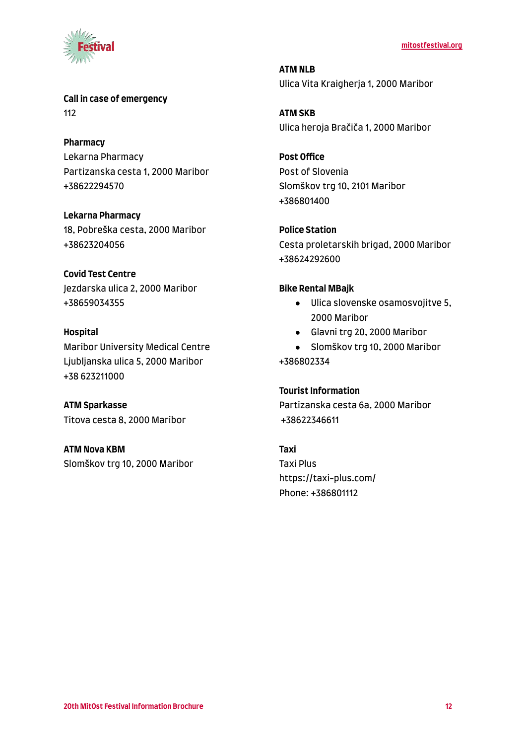**Call in case of emergency**
112

**Pharmacy**
Lekarna Pharmacy
Partizanska cesta 1, 2000 Maribor
+38622294570

**Lekarna Pharmacy**
18, Pobreška cesta, 2000 Maribor
+38623204056

**Covid Test Centre**
Jezdarska ulica 2, 2000 Maribor
+38659034355

**Hospital**
Maribor University Medical Centre
Ljubljanska ulica 5, 2000 Maribor
+38 623211000

**ATM Sparkasse**
Titova cesta 8, 2000 Maribor

**ATM Nova KBM**
Slomškov trg 10, 2000 Maribor

**ATM NLB**
Ulica Vita Kraigherja 1, 2000 Maribor

**ATM SKB**
Ulica heroja Bračiča 1, 2000 Maribor

**Post Office**
Post of Slovenia
Slomškov trg 10, 2101 Maribor
+386801400

**Police Station**
Cesta proletarskih brigad, 2000 Maribor
+38624292600

**Bike Rental MBajk**

- Ulica slovenske osamosvojitve 5, 2000 Maribor
- Glavni trg 20, 2000 Maribor
- Slomškov trg 10, 2000 Maribor

+386802334

**Tourist Information**
Partizanska cesta 6a, 2000 Maribor
+38622346611

**Taxi**
Taxi Plus
https://taxi-plus.com/
Phone: +386801112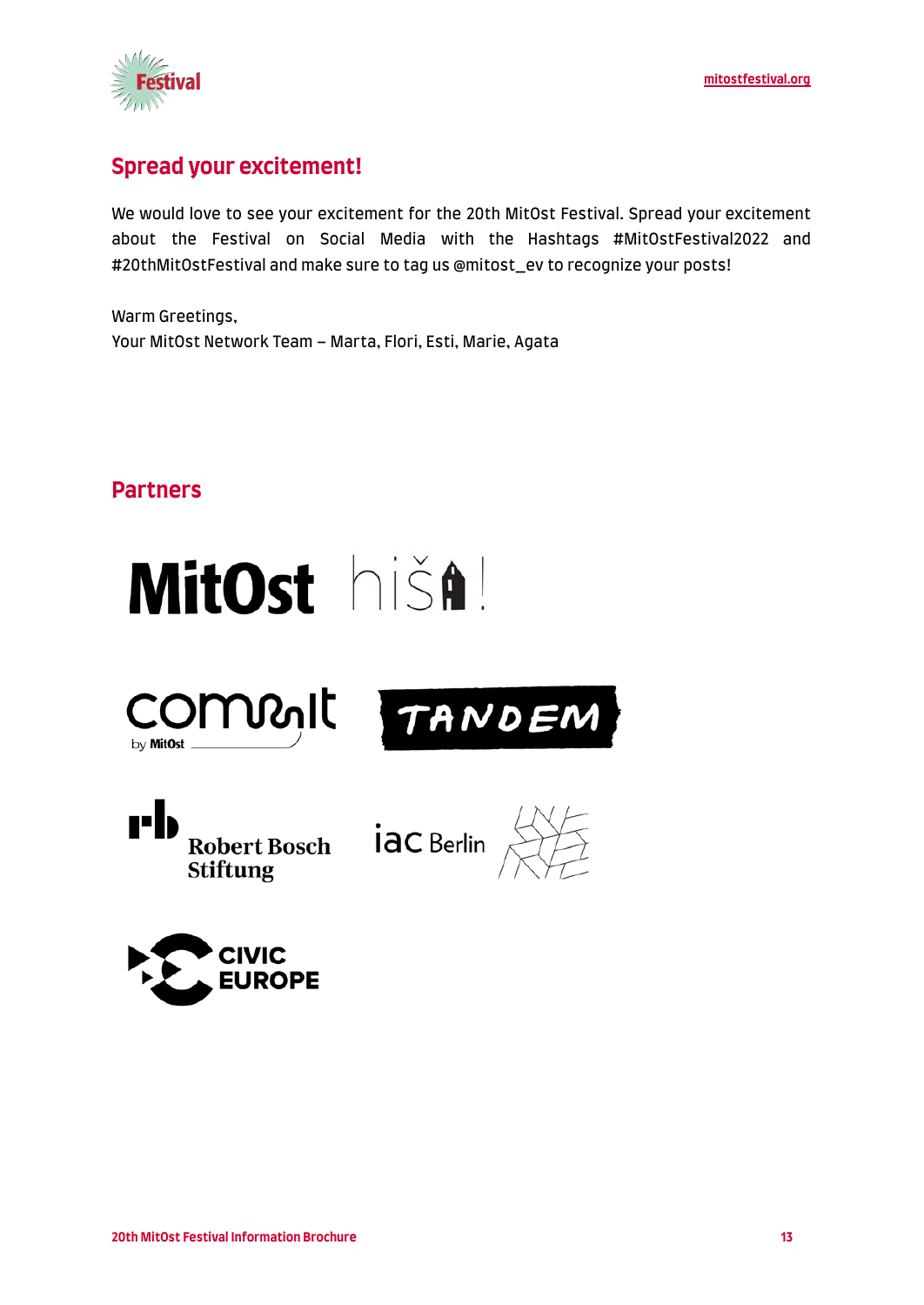## Spread your excitement!

We would love to see your excitement for the 20th MitOst Festival. Spread your excitement about the Festival on Social Media with the Hashtags #MitOstFestival2022 and #20thMitOstFestival and make sure to tag us @mitost_ev to recognize your posts!

Warm Greetings,
Your MitOst Network Team – Marta, Flori, Esti, Marie, Agata

## Partners